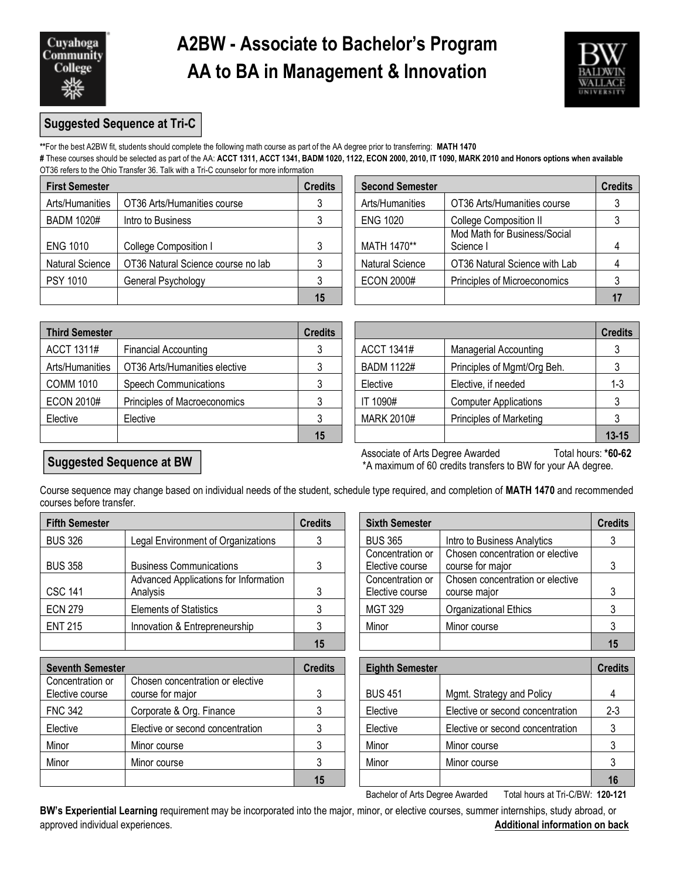# A2BW - Associate to Bachelor's Program
# AA to BA in Management & Innovation

## Suggested Sequence at Tri-C

**For the best A2BW fit, students should complete the following math course as part of the AA degree prior to transferring: **MATH 1470**

# These courses should be selected as part of the AA: **ACCT 1311, ACCT 1341, BADM 1020, 1122, ECON 2000, 2010, IT 1090, MARK 2010 and Honors options when available**

OT36 refers to the Ohio Transfer 36. Talk with a Tri-C counselor for more information

| First Semester | | Credits |
|---|---|---|
| Arts/Humanities | OT36 Arts/Humanities course | 3 |
| BADM 1020# | Intro to Business | 3 |
| ENG 1010 | College Composition I | 3 |
| Natural Science | OT36 Natural Science course no lab | 3 |
| PSY 1010 | General Psychology | 3 |
| | | 15 |

| Second Semester | | Credits |
|---|---|---|
| Arts/Humanities | OT36 Arts/Humanities course | 3 |
| ENG 1020 | College Composition II | 3 |
| MATH 1470** | Mod Math for Business/Social Science I | 4 |
| Natural Science | OT36 Natural Science with Lab | 4 |
| ECON 2000# | Principles of Microeconomics | 3 |
| | | 17 |

| Third Semester | | Credits |
|---|---|---|
| ACCT 1311# | Financial Accounting | 3 |
| Arts/Humanities | OT36 Arts/Humanities elective | 3 |
| COMM 1010 | Speech Communications | 3 |
| ECON 2010# | Principles of Macroeconomics | 3 |
| Elective | Elective | 3 |
| | | 15 |

| | | Credits |
|---|---|---|
| ACCT 1341# | Managerial Accounting | 3 |
| BADM 1122# | Principles of Mgmt/Org Beh. | 3 |
| Elective | Elective, if needed | 1-3 |
| IT 1090# | Computer Applications | 3 |
| MARK 2010# | Principles of Marketing | 3 |
| | | 13-15 |

Associate of Arts Degree Awarded Total hours: ***60-62**

*A maximum of 60 credits transfers to BW for your AA degree.

## Suggested Sequence at BW

Course sequence may change based on individual needs of the student, schedule type required, and completion of **MATH 1470** and recommended courses before transfer.

| Fifth Semester | | Credits |
|---|---|---|
| BUS 326 | Legal Environment of Organizations | 3 |
| BUS 358 | Business Communications | 3 |
| CSC 141 | Advanced Applications for Information Analysis | 3 |
| ECN 279 | Elements of Statistics | 3 |
| ENT 215 | Innovation & Entrepreneurship | 3 |
| | | 15 |

| Sixth Semester | | Credits |
|---|---|---|
| BUS 365 | Intro to Business Analytics | 3 |
| Concentration or Elective course | Chosen concentration or elective course for major | 3 |
| Concentration or Elective course | Chosen concentration or elective course major | 3 |
| MGT 329 | Organizational Ethics | 3 |
| Minor | Minor course | 3 |
| | | 15 |

| Seventh Semester | | Credits |
|---|---|---|
| Concentration or Elective course | Chosen concentration or elective course for major | 3 |
| FNC 342 | Corporate & Org. Finance | 3 |
| Elective | Elective or second concentration | 3 |
| Minor | Minor course | 3 |
| Minor | Minor course | 3 |
| | | 15 |

| Eighth Semester | | Credits |
|---|---|---|
| BUS 451 | Mgmt. Strategy and Policy | 4 |
| Elective | Elective or second concentration | 2-3 |
| Elective | Elective or second concentration | 3 |
| Minor | Minor course | 3 |
| Minor | Minor course | 3 |
| | | 16 |

Bachelor of Arts Degree Awarded Total hours at Tri-C/BW: **120-121**

**BW's Experiential Learning** requirement may be incorporated into the major, minor, or elective courses, summer internships, study abroad, or approved individual experiences.

**Additional information on back**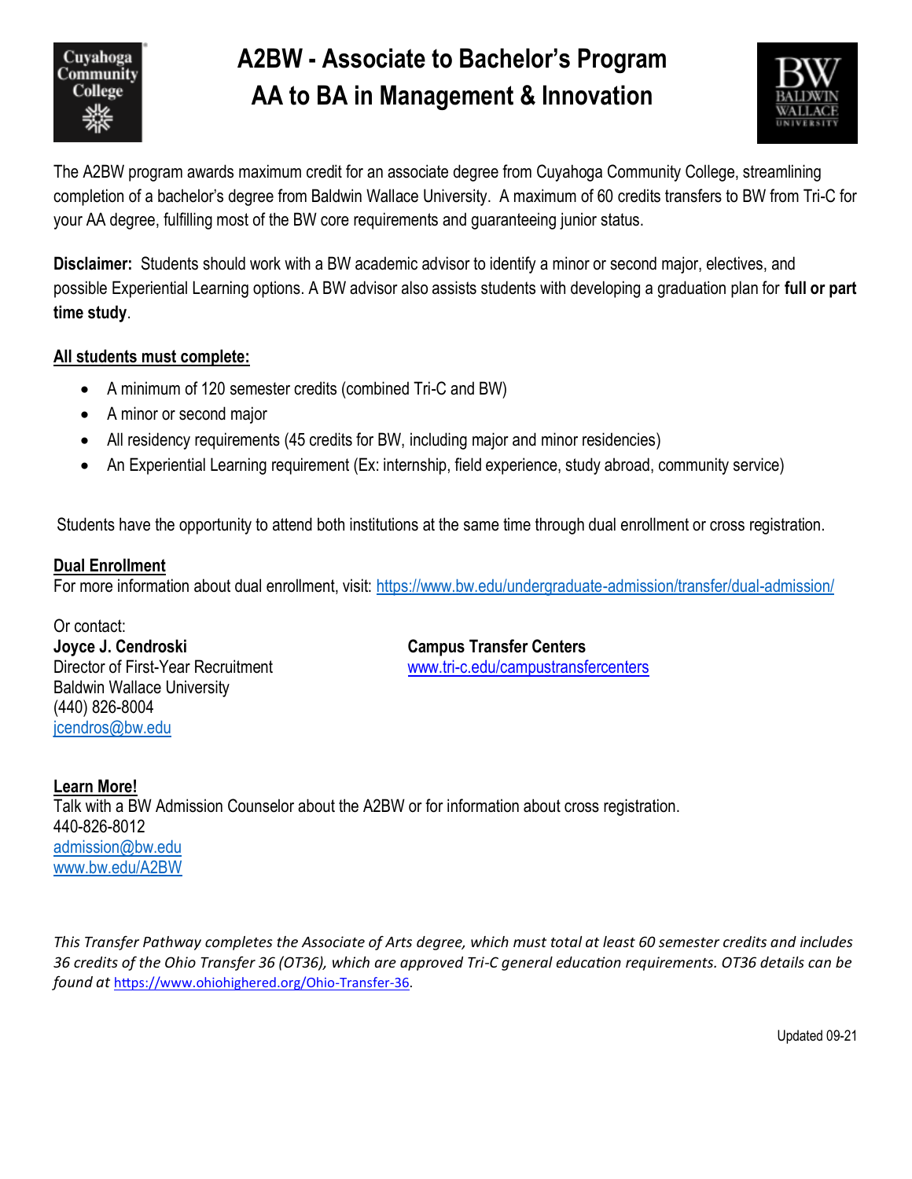# A2BW - Associate to Bachelor's Program
# AA to BA in Management & Innovation

The A2BW program awards maximum credit for an associate degree from Cuyahoga Community College, streamlining completion of a bachelor's degree from Baldwin Wallace University. A maximum of 60 credits transfers to BW from Tri-C for your AA degree, fulfilling most of the BW core requirements and guaranteeing junior status.

**Disclaimer:** Students should work with a BW academic advisor to identify a minor or second major, electives, and possible Experiential Learning options. A BW advisor also assists students with developing a graduation plan for **full or part time study**.

**All students must complete:**

- A minimum of 120 semester credits (combined Tri-C and BW)
- A minor or second major
- All residency requirements (45 credits for BW, including major and minor residencies)
- An Experiential Learning requirement (Ex: internship, field experience, study abroad, community service)

Students have the opportunity to attend both institutions at the same time through dual enrollment or cross registration.

**Dual Enrollment**
For more information about dual enrollment, visit: https://www.bw.edu/undergraduate-admission/transfer/dual-admission/

Or contact:
**Joyce J. Cendroski**
Director of First-Year Recruitment
Baldwin Wallace University
(440) 826-8004
jcendros@bw.edu

**Campus Transfer Centers**
www.tri-c.edu/campustransfercenters

**Learn More!**
Talk with a BW Admission Counselor about the A2BW or for information about cross registration.
440-826-8012
admission@bw.edu
www.bw.edu/A2BW

*This Transfer Pathway completes the Associate of Arts degree, which must total at least 60 semester credits and includes 36 credits of the Ohio Transfer 36 (OT36), which are approved Tri-C general education requirements. OT36 details can be found at* https://www.ohiohighered.org/Ohio-Transfer-36.

Updated 09-21